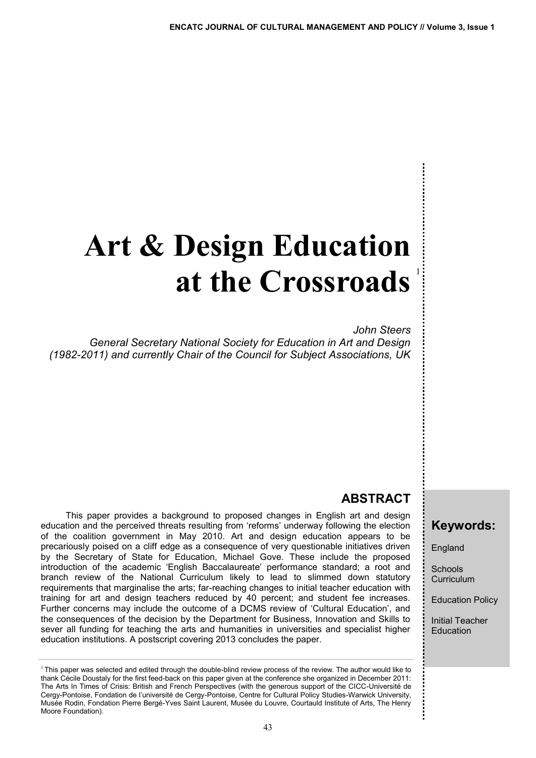# Art & Design Education at the Crossroads [1]

*John Steers*
*General Secretary National Society for Education in Art and Design (1982-2011) and currently Chair of the Council for Subject Associations, UK*

## ABSTRACT

This paper provides a background to proposed changes in English art and design education and the perceived threats resulting from 'reforms' underway following the election of the coalition government in May 2010. Art and design education appears to be precariously poised on a cliff edge as a consequence of very questionable initiatives driven by the Secretary of State for Education, Michael Gove. These include the proposed introduction of the academic 'English Baccalaureate' performance standard; a root and branch review of the National Curriculum likely to lead to slimmed down statutory requirements that marginalise the arts; far-reaching changes to initial teacher education with training for art and design teachers reduced by 40 percent; and student fee increases. Further concerns may include the outcome of a DCMS review of 'Cultural Education', and the consequences of the decision by the Department for Business, Innovation and Skills to sever all funding for teaching the arts and humanities in universities and specialist higher education institutions. A postscript covering 2013 concludes the paper.

**Keywords:**

England

Schools Curriculum

Education Policy

Initial Teacher Education

[1] This paper was selected and edited through the double-blind review process of the review. The author would like to thank Cécile Doustaly for the first feed-back on this paper given at the conference she organized in December 2011: The Arts In Times of Crisis: British and French Perspectives (with the generous support of the CICC-Université de Cergy-Pontoise, Fondation de l'université de Cergy-Pontoise, Centre for Cultural Policy Studies-Warwick University, Musée Rodin, Fondation Pierre Bergé-Yves Saint Laurent, Musée du Louvre, Courtauld Institute of Arts, The Henry Moore Foundation).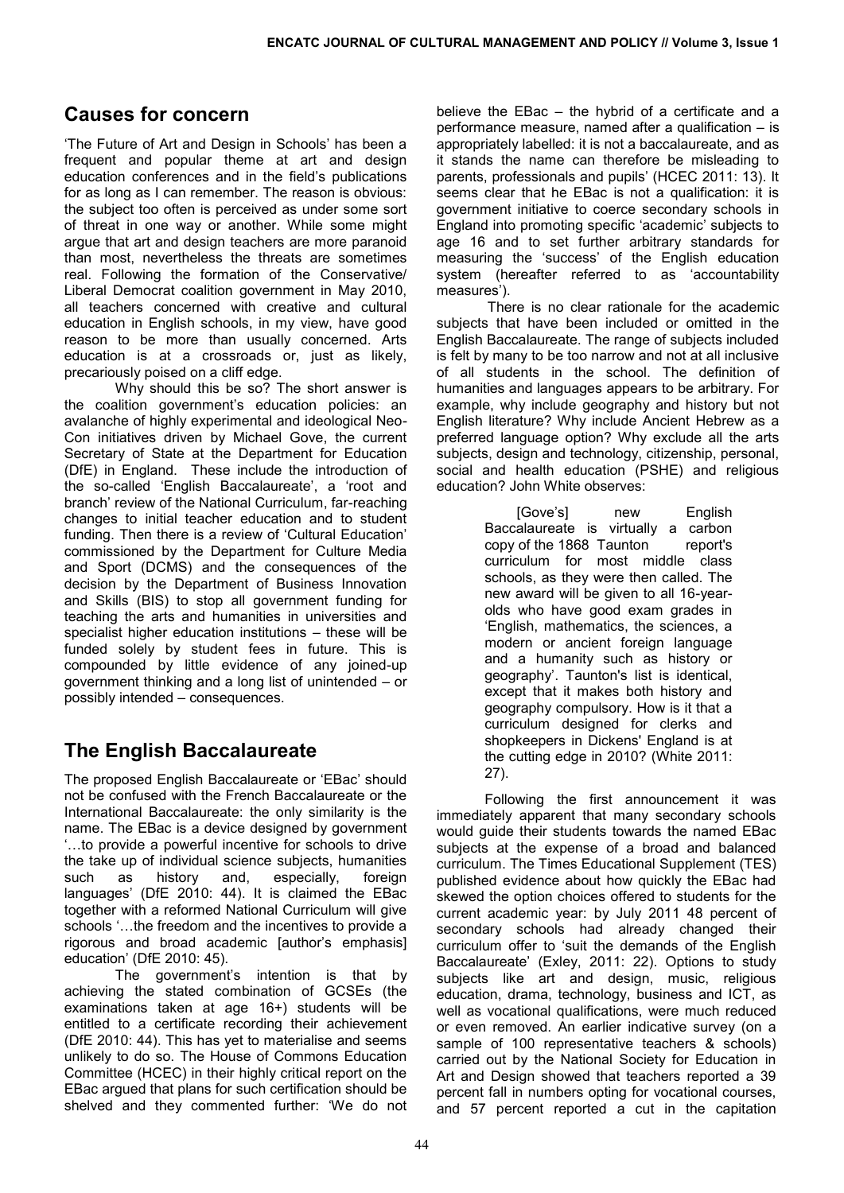## Causes for concern

'The Future of Art and Design in Schools' has been a frequent and popular theme at art and design education conferences and in the field's publications for as long as I can remember. The reason is obvious: the subject too often is perceived as under some sort of threat in one way or another. While some might argue that art and design teachers are more paranoid than most, nevertheless the threats are sometimes real. Following the formation of the Conservative/ Liberal Democrat coalition government in May 2010, all teachers concerned with creative and cultural education in English schools, in my view, have good reason to be more than usually concerned. Arts education is at a crossroads or, just as likely, precariously poised on a cliff edge.

Why should this be so? The short answer is the coalition government's education policies: an avalanche of highly experimental and ideological Neo-Con initiatives driven by Michael Gove, the current Secretary of State at the Department for Education (DfE) in England. These include the introduction of the so-called 'English Baccalaureate', a 'root and branch' review of the National Curriculum, far-reaching changes to initial teacher education and to student funding. Then there is a review of 'Cultural Education' commissioned by the Department for Culture Media and Sport (DCMS) and the consequences of the decision by the Department of Business Innovation and Skills (BIS) to stop all government funding for teaching the arts and humanities in universities and specialist higher education institutions – these will be funded solely by student fees in future. This is compounded by little evidence of any joined-up government thinking and a long list of unintended – or possibly intended – consequences.

## The English Baccalaureate

The proposed English Baccalaureate or 'EBac' should not be confused with the French Baccalaureate or the International Baccalaureate: the only similarity is the name. The EBac is a device designed by government '…to provide a powerful incentive for schools to drive the take up of individual science subjects, humanities such as history and, especially, foreign languages' (DfE 2010: 44). It is claimed the EBac together with a reformed National Curriculum will give schools '…the freedom and the incentives to provide a rigorous and broad academic [author's emphasis] education' (DfE 2010: 45).

The government's intention is that by achieving the stated combination of GCSEs (the examinations taken at age 16+) students will be entitled to a certificate recording their achievement (DfE 2010: 44). This has yet to materialise and seems unlikely to do so. The House of Commons Education Committee (HCEC) in their highly critical report on the EBac argued that plans for such certification should be shelved and they commented further: 'We do not believe the EBac – the hybrid of a certificate and a performance measure, named after a qualification – is appropriately labelled: it is not a baccalaureate, and as it stands the name can therefore be misleading to parents, professionals and pupils' (HCEC 2011: 13). It seems clear that he EBac is not a qualification: it is government initiative to coerce secondary schools in England into promoting specific 'academic' subjects to age 16 and to set further arbitrary standards for measuring the 'success' of the English education system (hereafter referred to as 'accountability measures').

There is no clear rationale for the academic subjects that have been included or omitted in the English Baccalaureate. The range of subjects included is felt by many to be too narrow and not at all inclusive of all students in the school. The definition of humanities and languages appears to be arbitrary. For example, why include geography and history but not English literature? Why include Ancient Hebrew as a preferred language option? Why exclude all the arts subjects, design and technology, citizenship, personal, social and health education (PSHE) and religious education? John White observes:

> [Gove's] new English Baccalaureate is virtually a carbon copy of the 1868 Taunton report's curriculum for most middle class schools, as they were then called. The new award will be given to all 16-year-olds who have good exam grades in 'English, mathematics, the sciences, a modern or ancient foreign language and a humanity such as history or geography'. Taunton's list is identical, except that it makes both history and geography compulsory. How is it that a curriculum designed for clerks and shopkeepers in Dickens' England is at the cutting edge in 2010? (White 2011: 27).

Following the first announcement it was immediately apparent that many secondary schools would guide their students towards the named EBac subjects at the expense of a broad and balanced curriculum. The Times Educational Supplement (TES) published evidence about how quickly the EBac had skewed the option choices offered to students for the current academic year: by July 2011 48 percent of secondary schools had already changed their curriculum offer to 'suit the demands of the English Baccalaureate' (Exley, 2011: 22). Options to study subjects like art and design, music, religious education, drama, technology, business and ICT, as well as vocational qualifications, were much reduced or even removed. An earlier indicative survey (on a sample of 100 representative teachers & schools) carried out by the National Society for Education in Art and Design showed that teachers reported a 39 percent fall in numbers opting for vocational courses, and 57 percent reported a cut in the capitation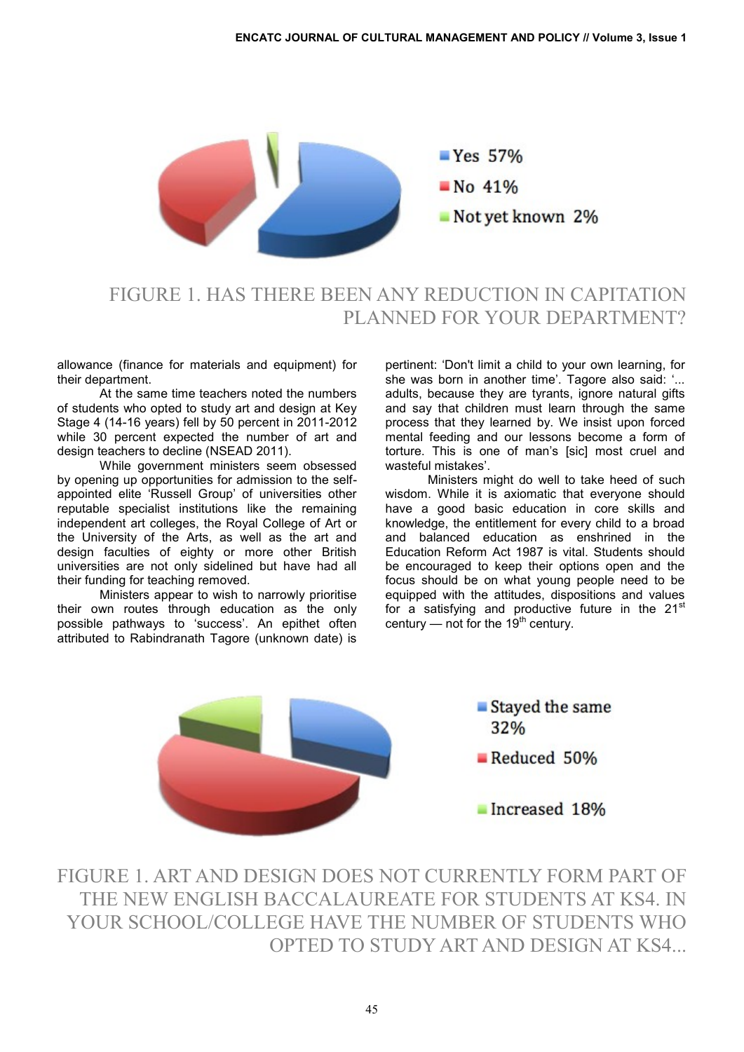Yes 57%

No 41%

Not yet known 2%

FIGURE 1. HAS THERE BEEN ANY REDUCTION IN CAPITATION PLANNED FOR YOUR DEPARTMENT?

allowance (finance for materials and equipment) for their department.

At the same time teachers noted the numbers of students who opted to study art and design at Key Stage 4 (14-16 years) fell by 50 percent in 2011-2012 while 30 percent expected the number of art and design teachers to decline (NSEAD 2011).

While government ministers seem obsessed by opening up opportunities for admission to the self-appointed elite 'Russell Group' of universities other reputable specialist institutions like the remaining independent art colleges, the Royal College of Art or the University of the Arts, as well as the art and design faculties of eighty or more other British universities are not only sidelined but have had all their funding for teaching removed.

Ministers appear to wish to narrowly prioritise their own routes through education as the only possible pathways to 'success'. An epithet often attributed to Rabindranath Tagore (unknown date) is pertinent: 'Don't limit a child to your own learning, for she was born in another time'. Tagore also said: '... adults, because they are tyrants, ignore natural gifts and say that children must learn through the same process that they learned by. We insist upon forced mental feeding and our lessons become a form of torture. This is one of man's [sic] most cruel and wasteful mistakes'.

Ministers might do well to take heed of such wisdom. While it is axiomatic that everyone should have a good basic education in core skills and knowledge, the entitlement for every child to a broad and balanced education as enshrined in the Education Reform Act 1987 is vital. Students should be encouraged to keep their options open and the focus should be on what young people need to be equipped with the attitudes, dispositions and values for a satisfying and productive future in the 21st century — not for the 19th century.

Stayed the same 32%

Reduced 50%

Increased 18%

FIGURE 1. ART AND DESIGN DOES NOT CURRENTLY FORM PART OF THE NEW ENGLISH BACCALAUREATE FOR STUDENTS AT KS4. IN YOUR SCHOOL/COLLEGE HAVE THE NUMBER OF STUDENTS WHO OPTED TO STUDY ART AND DESIGN AT KS4...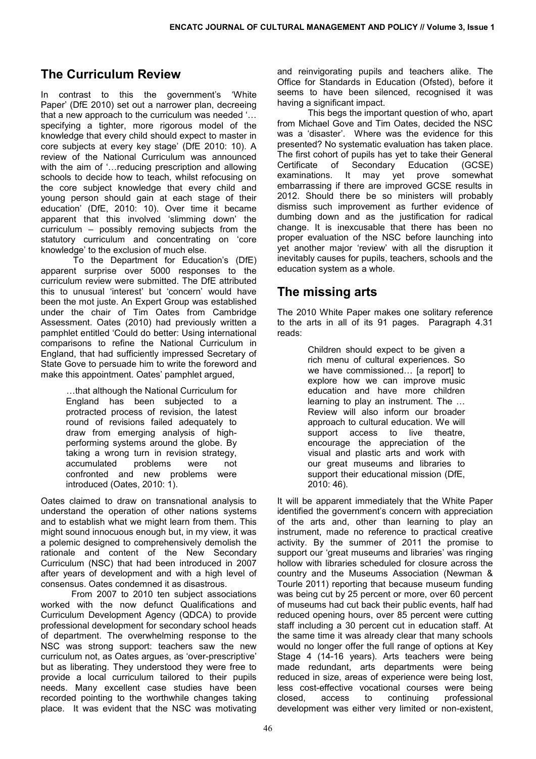## The Curriculum Review

In contrast to this the government's 'White Paper' (DfE 2010) set out a narrower plan, decreeing that a new approach to the curriculum was needed '…specifying a tighter, more rigorous model of the knowledge that every child should expect to master in core subjects at every key stage' (DfE 2010: 10). A review of the National Curriculum was announced with the aim of '…reducing prescription and allowing schools to decide how to teach, whilst refocusing on the core subject knowledge that every child and young person should gain at each stage of their education' (DfE, 2010: 10). Over time it became apparent that this involved 'slimming down' the curriculum – possibly removing subjects from the statutory curriculum and concentrating on 'core knowledge' to the exclusion of much else.

To the Department for Education's (DfE) apparent surprise over 5000 responses to the curriculum review were submitted. The DfE attributed this to unusual 'interest' but 'concern' would have been the mot juste. An Expert Group was established under the chair of Tim Oates from Cambridge Assessment. Oates (2010) had previously written a pamphlet entitled 'Could do better: Using international comparisons to refine the National Curriculum in England, that had sufficiently impressed Secretary of State Gove to persuade him to write the foreword and make this appointment. Oates' pamphlet argued,

> …that although the National Curriculum for England has been subjected to a protracted process of revision, the latest round of revisions failed adequately to draw from emerging analysis of high-performing systems around the globe. By taking a wrong turn in revision strategy, accumulated problems were not confronted and new problems were introduced (Oates, 2010: 1).

Oates claimed to draw on transnational analysis to understand the operation of other nations systems and to establish what we might learn from them. This might sound innocuous enough but, in my view, it was a polemic designed to comprehensively demolish the rationale and content of the New Secondary Curriculum (NSC) that had been introduced in 2007 after years of development and with a high level of consensus. Oates condemned it as disastrous.

From 2007 to 2010 ten subject associations worked with the now defunct Qualifications and Curriculum Development Agency (QDCA) to provide professional development for secondary school heads of department. The overwhelming response to the NSC was strong support: teachers saw the new curriculum not, as Oates argues, as 'over-prescriptive' but as liberating. They understood they were free to provide a local curriculum tailored to their pupils needs. Many excellent case studies have been recorded pointing to the worthwhile changes taking place. It was evident that the NSC was motivating and reinvigorating pupils and teachers alike. The Office for Standards in Education (Ofsted), before it seems to have been silenced, recognised it was having a significant impact.

This begs the important question of who, apart from Michael Gove and Tim Oates, decided the NSC was a 'disaster'. Where was the evidence for this presented? No systematic evaluation has taken place. The first cohort of pupils has yet to take their General Certificate of Secondary Education (GCSE) examinations. It may yet prove somewhat embarrassing if there are improved GCSE results in 2012. Should there be so ministers will probably dismiss such improvement as further evidence of dumbing down and as the justification for radical change. It is inexcusable that there has been no proper evaluation of the NSC before launching into yet another major 'review' with all the disruption it inevitably causes for pupils, teachers, schools and the education system as a whole.

## The missing arts

The 2010 White Paper makes one solitary reference to the arts in all of its 91 pages. Paragraph 4.31 reads:

> Children should expect to be given a rich menu of cultural experiences. So we have commissioned… [a report] to explore how we can improve music education and have more children learning to play an instrument. The … Review will also inform our broader approach to cultural education. We will support access to live theatre, encourage the appreciation of the visual and plastic arts and work with our great museums and libraries to support their educational mission (DfE, 2010: 46).

It will be apparent immediately that the White Paper identified the government's concern with appreciation of the arts and, other than learning to play an instrument, made no reference to practical creative activity. By the summer of 2011 the promise to support our 'great museums and libraries' was ringing hollow with libraries scheduled for closure across the country and the Museums Association (Newman & Tourle 2011) reporting that because museum funding was being cut by 25 percent or more, over 60 percent of museums had cut back their public events, half had reduced opening hours, over 85 percent were cutting staff including a 30 percent cut in education staff. At the same time it was already clear that many schools would no longer offer the full range of options at Key Stage 4 (14-16 years). Arts teachers were being made redundant, arts departments were being reduced in size, areas of experience were being lost, less cost-effective vocational courses were being closed, access to continuing professional development was either very limited or non-existent,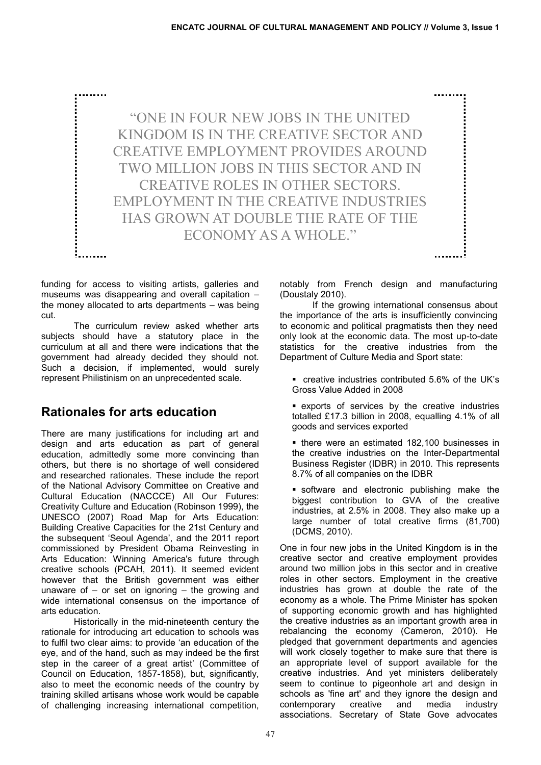> "ONE IN FOUR NEW JOBS IN THE UNITED KINGDOM IS IN THE CREATIVE SECTOR AND CREATIVE EMPLOYMENT PROVIDES AROUND TWO MILLION JOBS IN THIS SECTOR AND IN CREATIVE ROLES IN OTHER SECTORS. EMPLOYMENT IN THE CREATIVE INDUSTRIES HAS GROWN AT DOUBLE THE RATE OF THE ECONOMY AS A WHOLE."

funding for access to visiting artists, galleries and museums was disappearing and overall capitation – the money allocated to arts departments – was being cut.

The curriculum review asked whether arts subjects should have a statutory place in the curriculum at all and there were indications that the government had already decided they should not. Such a decision, if implemented, would surely represent Philistinism on an unprecedented scale.

## Rationales for arts education

There are many justifications for including art and design and arts education as part of general education, admittedly some more convincing than others, but there is no shortage of well considered and researched rationales. These include the report of the National Advisory Committee on Creative and Cultural Education (NACCCE) All Our Futures: Creativity Culture and Education (Robinson 1999), the UNESCO (2007) Road Map for Arts Education: Building Creative Capacities for the 21st Century and the subsequent 'Seoul Agenda', and the 2011 report commissioned by President Obama Reinvesting in Arts Education: Winning America's future through creative schools (PCAH, 2011). It seemed evident however that the British government was either unaware of – or set on ignoring – the growing and wide international consensus on the importance of arts education.

Historically in the mid-nineteenth century the rationale for introducing art education to schools was to fulfil two clear aims: to provide 'an education of the eye, and of the hand, such as may indeed be the first step in the career of a great artist' (Committee of Council on Education, 1857-1858), but, significantly, also to meet the economic needs of the country by training skilled artisans whose work would be capable of challenging increasing international competition, notably from French design and manufacturing (Doustaly 2010).

If the growing international consensus about the importance of the arts is insufficiently convincing to economic and political pragmatists then they need only look at the economic data. The most up-to-date statistics for the creative industries from the Department of Culture Media and Sport state:

- creative industries contributed 5.6% of the UK's Gross Value Added in 2008
- exports of services by the creative industries totalled £17.3 billion in 2008, equalling 4.1% of all goods and services exported
- there were an estimated 182,100 businesses in the creative industries on the Inter-Departmental Business Register (IDBR) in 2010. This represents 8.7% of all companies on the IDBR
- software and electronic publishing make the biggest contribution to GVA of the creative industries, at 2.5% in 2008. They also make up a large number of total creative firms (81,700) (DCMS, 2010).

One in four new jobs in the United Kingdom is in the creative sector and creative employment provides around two million jobs in this sector and in creative roles in other sectors. Employment in the creative industries has grown at double the rate of the economy as a whole. The Prime Minister has spoken of supporting economic growth and has highlighted the creative industries as an important growth area in rebalancing the economy (Cameron, 2010). He pledged that government departments and agencies will work closely together to make sure that there is an appropriate level of support available for the creative industries. And yet ministers deliberately seem to continue to pigeonhole art and design in schools as 'fine art' and they ignore the design and contemporary creative and media industry associations. Secretary of State Gove advocates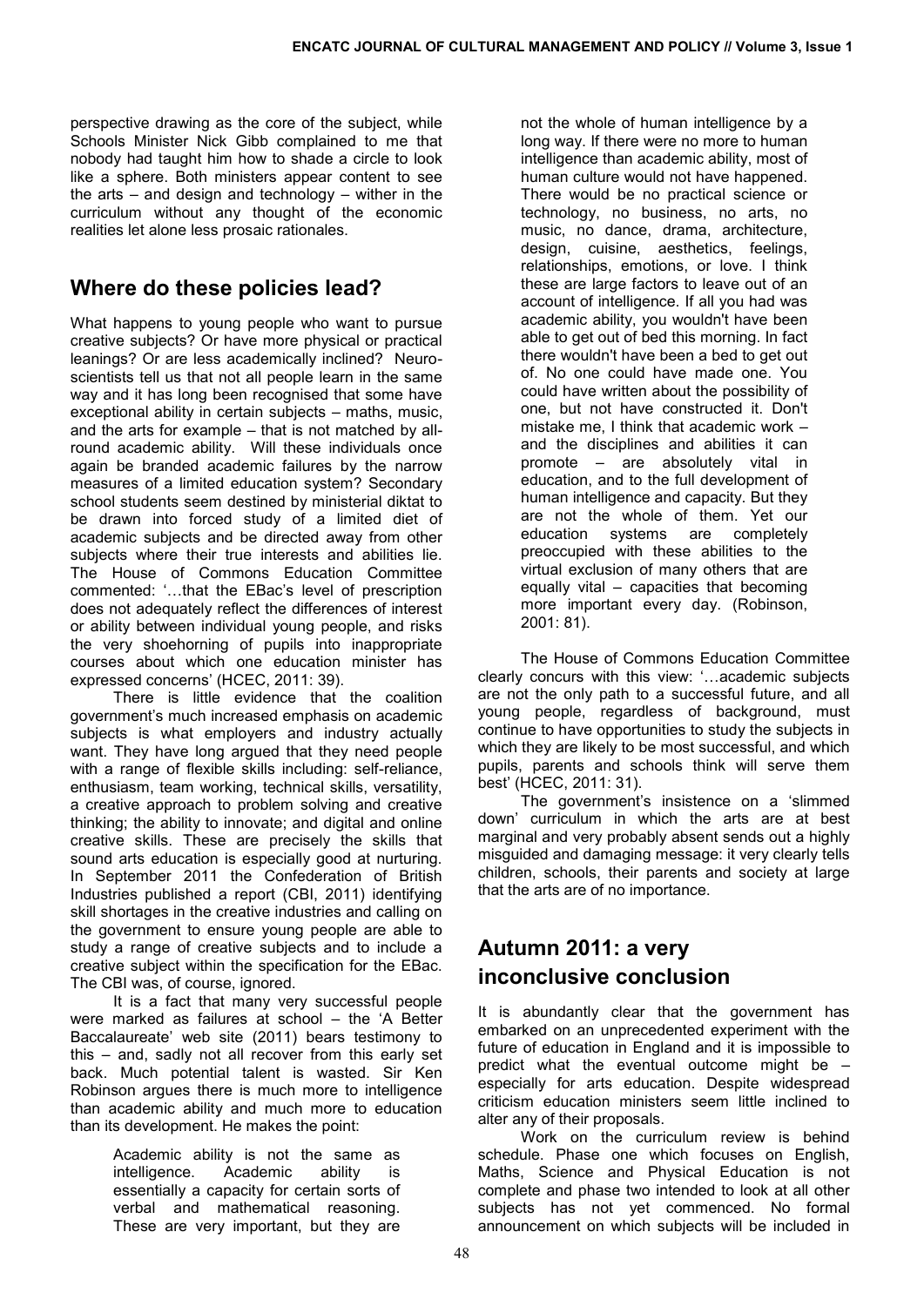perspective drawing as the core of the subject, while Schools Minister Nick Gibb complained to me that nobody had taught him how to shade a circle to look like a sphere. Both ministers appear content to see the arts – and design and technology – wither in the curriculum without any thought of the economic realities let alone less prosaic rationales.

## Where do these policies lead?

What happens to young people who want to pursue creative subjects? Or have more physical or practical leanings? Or are less academically inclined? Neuro-scientists tell us that not all people learn in the same way and it has long been recognised that some have exceptional ability in certain subjects – maths, music, and the arts for example – that is not matched by all-round academic ability. Will these individuals once again be branded academic failures by the narrow measures of a limited education system? Secondary school students seem destined by ministerial diktat to be drawn into forced study of a limited diet of academic subjects and be directed away from other subjects where their true interests and abilities lie. The House of Commons Education Committee commented: '…that the EBac's level of prescription does not adequately reflect the differences of interest or ability between individual young people, and risks the very shoehorning of pupils into inappropriate courses about which one education minister has expressed concerns' (HCEC, 2011: 39).

There is little evidence that the coalition government's much increased emphasis on academic subjects is what employers and industry actually want. They have long argued that they need people with a range of flexible skills including: self-reliance, enthusiasm, team working, technical skills, versatility, a creative approach to problem solving and creative thinking; the ability to innovate; and digital and online creative skills. These are precisely the skills that sound arts education is especially good at nurturing. In September 2011 the Confederation of British Industries published a report (CBI, 2011) identifying skill shortages in the creative industries and calling on the government to ensure young people are able to study a range of creative subjects and to include a creative subject within the specification for the EBac. The CBI was, of course, ignored.

It is a fact that many very successful people were marked as failures at school – the 'A Better Baccalaureate' web site (2011) bears testimony to this – and, sadly not all recover from this early set back. Much potential talent is wasted. Sir Ken Robinson argues there is much more to intelligence than academic ability and much more to education than its development. He makes the point:

> Academic ability is not the same as intelligence. Academic ability is essentially a capacity for certain sorts of verbal and mathematical reasoning. These are very important, but they are not the whole of human intelligence by a long way. If there were no more to human intelligence than academic ability, most of human culture would not have happened. There would be no practical science or technology, no business, no arts, no music, no dance, drama, architecture, design, cuisine, aesthetics, feelings, relationships, emotions, or love. I think these are large factors to leave out of an account of intelligence. If all you had was academic ability, you wouldn't have been able to get out of bed this morning. In fact there wouldn't have been a bed to get out of. No one could have made one. You could have written about the possibility of one, but not have constructed it. Don't mistake me, I think that academic work – and the disciplines and abilities it can promote – are absolutely vital in education, and to the full development of human intelligence and capacity. But they are not the whole of them. Yet our education systems are completely preoccupied with these abilities to the virtual exclusion of many others that are equally vital – capacities that becoming more important every day. (Robinson, 2001: 81).

The House of Commons Education Committee clearly concurs with this view: '…academic subjects are not the only path to a successful future, and all young people, regardless of background, must continue to have opportunities to study the subjects in which they are likely to be most successful, and which pupils, parents and schools think will serve them best' (HCEC, 2011: 31).

The government's insistence on a 'slimmed down' curriculum in which the arts are at best marginal and very probably absent sends out a highly misguided and damaging message: it very clearly tells children, schools, their parents and society at large that the arts are of no importance.

## Autumn 2011: a very inconclusive conclusion

It is abundantly clear that the government has embarked on an unprecedented experiment with the future of education in England and it is impossible to predict what the eventual outcome might be – especially for arts education. Despite widespread criticism education ministers seem little inclined to alter any of their proposals.

Work on the curriculum review is behind schedule. Phase one which focuses on English, Maths, Science and Physical Education is not complete and phase two intended to look at all other subjects has not yet commenced. No formal announcement on which subjects will be included in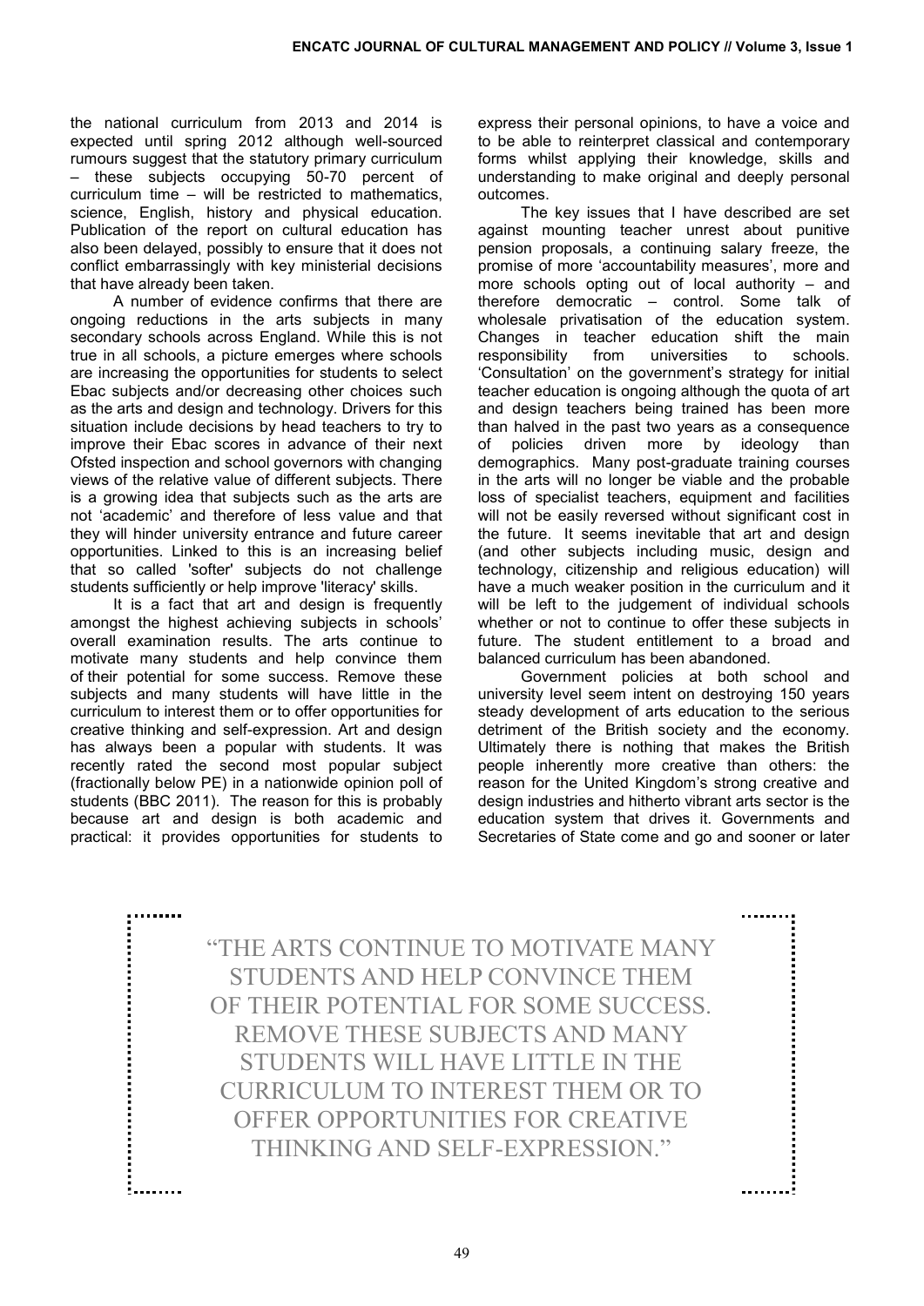the national curriculum from 2013 and 2014 is expected until spring 2012 although well-sourced rumours suggest that the statutory primary curriculum – these subjects occupying 50-70 percent of curriculum time – will be restricted to mathematics, science, English, history and physical education. Publication of the report on cultural education has also been delayed, possibly to ensure that it does not conflict embarrassingly with key ministerial decisions that have already been taken.

A number of evidence confirms that there are ongoing reductions in the arts subjects in many secondary schools across England. While this is not true in all schools, a picture emerges where schools are increasing the opportunities for students to select Ebac subjects and/or decreasing other choices such as the arts and design and technology. Drivers for this situation include decisions by head teachers to try to improve their Ebac scores in advance of their next Ofsted inspection and school governors with changing views of the relative value of different subjects. There is a growing idea that subjects such as the arts are not 'academic' and therefore of less value and that they will hinder university entrance and future career opportunities. Linked to this is an increasing belief that so called 'softer' subjects do not challenge students sufficiently or help improve 'literacy' skills.

It is a fact that art and design is frequently amongst the highest achieving subjects in schools' overall examination results. The arts continue to motivate many students and help convince them of their potential for some success. Remove these subjects and many students will have little in the curriculum to interest them or to offer opportunities for creative thinking and self-expression. Art and design has always been a popular with students. It was recently rated the second most popular subject (fractionally below PE) in a nationwide opinion poll of students (BBC 2011). The reason for this is probably because art and design is both academic and practical: it provides opportunities for students to express their personal opinions, to have a voice and to be able to reinterpret classical and contemporary forms whilst applying their knowledge, skills and understanding to make original and deeply personal outcomes.

The key issues that I have described are set against mounting teacher unrest about punitive pension proposals, a continuing salary freeze, the promise of more 'accountability measures', more and more schools opting out of local authority – and therefore democratic – control. Some talk of wholesale privatisation of the education system. Changes in teacher education shift the main responsibility from universities to schools. 'Consultation' on the government's strategy for initial teacher education is ongoing although the quota of art and design teachers being trained has been more than halved in the past two years as a consequence of policies driven more by ideology than demographics. Many post-graduate training courses in the arts will no longer be viable and the probable loss of specialist teachers, equipment and facilities will not be easily reversed without significant cost in the future. It seems inevitable that art and design (and other subjects including music, design and technology, citizenship and religious education) will have a much weaker position in the curriculum and it will be left to the judgement of individual schools whether or not to continue to offer these subjects in future. The student entitlement to a broad and balanced curriculum has been abandoned.

Government policies at both school and university level seem intent on destroying 150 years steady development of arts education to the serious detriment of the British society and the economy. Ultimately there is nothing that makes the British people inherently more creative than others: the reason for the United Kingdom's strong creative and design industries and hitherto vibrant arts sector is the education system that drives it. Governments and Secretaries of State come and go and sooner or later

> "THE ARTS CONTINUE TO MOTIVATE MANY STUDENTS AND HELP CONVINCE THEM OF THEIR POTENTIAL FOR SOME SUCCESS. REMOVE THESE SUBJECTS AND MANY STUDENTS WILL HAVE LITTLE IN THE CURRICULUM TO INTEREST THEM OR TO OFFER OPPORTUNITIES FOR CREATIVE THINKING AND SELF-EXPRESSION."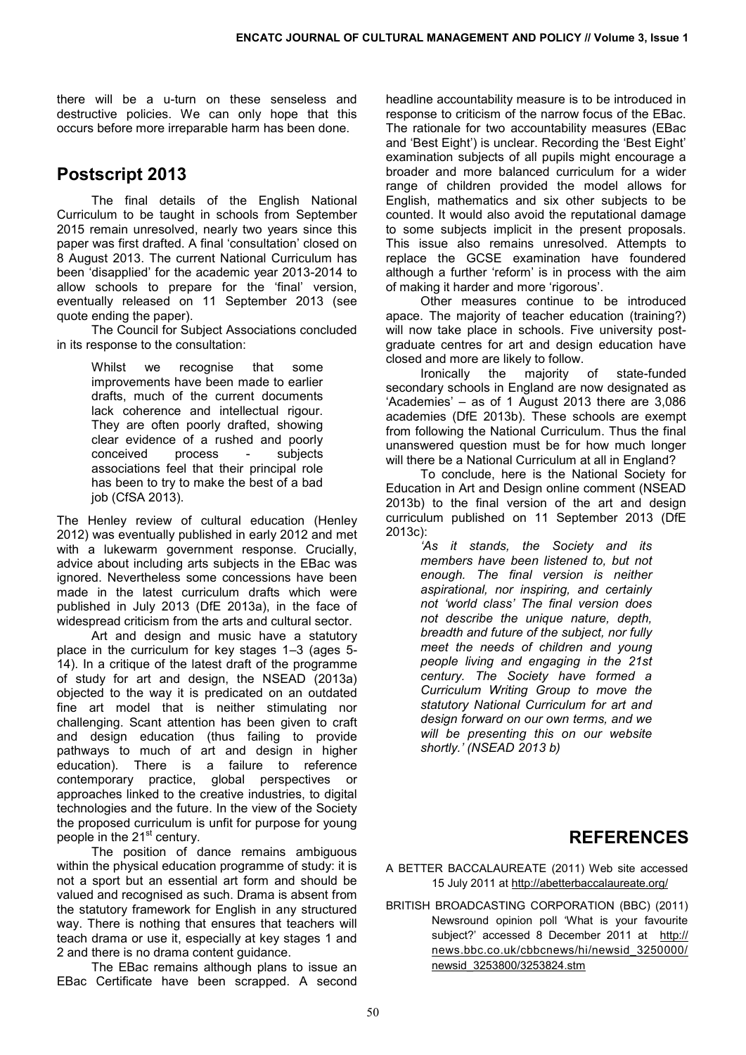there will be a u-turn on these senseless and destructive policies. We can only hope that this occurs before more irreparable harm has been done.

## Postscript 2013

The final details of the English National Curriculum to be taught in schools from September 2015 remain unresolved, nearly two years since this paper was first drafted. A final 'consultation' closed on 8 August 2013. The current National Curriculum has been 'disapplied' for the academic year 2013-2014 to allow schools to prepare for the 'final' version, eventually released on 11 September 2013 (see quote ending the paper).

The Council for Subject Associations concluded in its response to the consultation:

> Whilst we recognise that some improvements have been made to earlier drafts, much of the current documents lack coherence and intellectual rigour. They are often poorly drafted, showing clear evidence of a rushed and poorly conceived process - subjects associations feel that their principal role has been to try to make the best of a bad job (CfSA 2013).

The Henley review of cultural education (Henley 2012) was eventually published in early 2012 and met with a lukewarm government response. Crucially, advice about including arts subjects in the EBac was ignored. Nevertheless some concessions have been made in the latest curriculum drafts which were published in July 2013 (DfE 2013a), in the face of widespread criticism from the arts and cultural sector.

Art and design and music have a statutory place in the curriculum for key stages 1–3 (ages 5-14). In a critique of the latest draft of the programme of study for art and design, the NSEAD (2013a) objected to the way it is predicated on an outdated fine art model that is neither stimulating nor challenging. Scant attention has been given to craft and design education (thus failing to provide pathways to much of art and design in higher education). There is a failure to reference contemporary practice, global perspectives or approaches linked to the creative industries, to digital technologies and the future. In the view of the Society the proposed curriculum is unfit for purpose for young people in the 21st century.

The position of dance remains ambiguous within the physical education programme of study: it is not a sport but an essential art form and should be valued and recognised as such. Drama is absent from the statutory framework for English in any structured way. There is nothing that ensures that teachers will teach drama or use it, especially at key stages 1 and 2 and there is no drama content guidance.

The EBac remains although plans to issue an EBac Certificate have been scrapped. A second headline accountability measure is to be introduced in response to criticism of the narrow focus of the EBac. The rationale for two accountability measures (EBac and 'Best Eight') is unclear. Recording the 'Best Eight' examination subjects of all pupils might encourage a broader and more balanced curriculum for a wider range of children provided the model allows for English, mathematics and six other subjects to be counted. It would also avoid the reputational damage to some subjects implicit in the present proposals. This issue also remains unresolved. Attempts to replace the GCSE examination have foundered although a further 'reform' is in process with the aim of making it harder and more 'rigorous'.

Other measures continue to be introduced apace. The majority of teacher education (training?) will now take place in schools. Five university post-graduate centres for art and design education have closed and more are likely to follow.

Ironically the majority of state-funded secondary schools in England are now designated as 'Academies' – as of 1 August 2013 there are 3,086 academies (DfE 2013b). These schools are exempt from following the National Curriculum. Thus the final unanswered question must be for how much longer will there be a National Curriculum at all in England?

To conclude, here is the National Society for Education in Art and Design online comment (NSEAD 2013b) to the final version of the art and design curriculum published on 11 September 2013 (DfE 2013c):

> *'As it stands, the Society and its members have been listened to, but not enough. The final version is neither aspirational, nor inspiring, and certainly not 'world class' The final version does not describe the unique nature, depth, breadth and future of the subject, nor fully meet the needs of children and young people living and engaging in the 21st century. The Society have formed a Curriculum Writing Group to move the statutory National Curriculum for art and design forward on our own terms, and we will be presenting this on our website shortly.' (NSEAD 2013 b)*

## REFERENCES

A BETTER BACCALAUREATE (2011) Web site accessed 15 July 2011 at http://abetterbaccalaureate.org/

BRITISH BROADCASTING CORPORATION (BBC) (2011) Newsround opinion poll 'What is your favourite subject?' accessed 8 December 2011 at http://news.bbc.co.uk/cbbcnews/hi/newsid_3250000/newsid_3253800/3253824.stm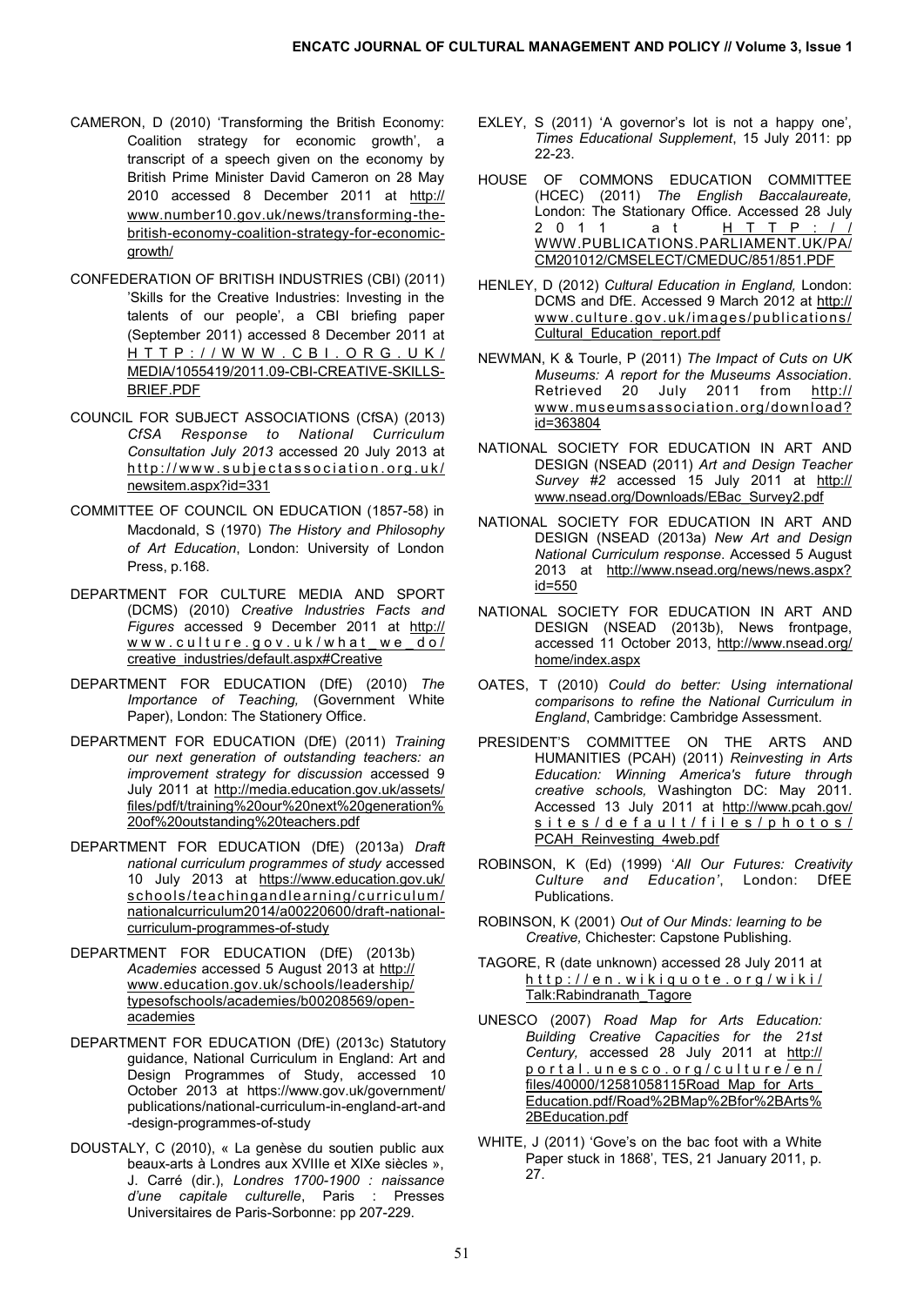CAMERON, D (2010) 'Transforming the British Economy: Coalition strategy for economic growth', a transcript of a speech given on the economy by British Prime Minister David Cameron on 28 May 2010 accessed 8 December 2011 at http://www.number10.gov.uk/news/transforming-the-british-economy-coalition-strategy-for-economic-growth/

CONFEDERATION OF BRITISH INDUSTRIES (CBI) (2011) 'Skills for the Creative Industries: Investing in the talents of our people', a CBI briefing paper (September 2011) accessed 8 December 2011 at HTTP://WWW.CBI.ORG.UK/MEDIA/1055419/2011.09-CBI-CREATIVE-SKILLS-BRIEF.PDF

COUNCIL FOR SUBJECT ASSOCIATIONS (CfSA) (2013) *CfSA Response to National Curriculum Consultation July 2013* accessed 20 July 2013 at http://www.subjectassociation.org.uk/newsitem.aspx?id=331

COMMITTEE OF COUNCIL ON EDUCATION (1857-58) in Macdonald, S (1970) *The History and Philosophy of Art Education*, London: University of London Press, p.168.

DEPARTMENT FOR CULTURE MEDIA AND SPORT (DCMS) (2010) *Creative Industries Facts and Figures* accessed 9 December 2011 at http://www.culture.gov.uk/what_we_do/creative_industries/default.aspx#Creative

DEPARTMENT FOR EDUCATION (DfE) (2010) *The Importance of Teaching,* (Government White Paper), London: The Stationery Office.

DEPARTMENT FOR EDUCATION (DfE) (2011) *Training our next generation of outstanding teachers: an improvement strategy for discussion* accessed 9 July 2011 at http://media.education.gov.uk/assets/files/pdf/t/training%20our%20next%20generation%20of%20outstanding%20teachers.pdf

DEPARTMENT FOR EDUCATION (DfE) (2013a) *Draft national curriculum programmes of study* accessed 10 July 2013 at https://www.education.gov.uk/schools/teachingandlearning/curriculum/nationalcurriculum2014/a00220600/draft-national-curriculum-programmes-of-study

DEPARTMENT FOR EDUCATION (DfE) (2013b) *Academies* accessed 5 August 2013 at http://www.education.gov.uk/schools/leadership/typesofschools/academies/b00208569/open-academies

DEPARTMENT FOR EDUCATION (DfE) (2013c) Statutory guidance, National Curriculum in England: Art and Design Programmes of Study, accessed 10 October 2013 at https://www.gov.uk/government/publications/national-curriculum-in-england-art-and-design-programmes-of-study

DOUSTALY, C (2010), « La genèse du soutien public aux beaux-arts à Londres aux XVIIIe et XIXe siècles », J. Carré (dir.), *Londres 1700-1900 : naissance d'une capitale culturelle*, Paris : Presses Universitaires de Paris-Sorbonne: pp 207-229.

EXLEY, S (2011) 'A governor's lot is not a happy one', *Times Educational Supplement*, 15 July 2011: pp 22-23.

HOUSE OF COMMONS EDUCATION COMMITTEE (HCEC) (2011) *The English Baccalaureate,* London: The Stationary Office. Accessed 28 July 2011 at HTTP://WWW.PUBLICATIONS.PARLIAMENT.UK/PA/CM201012/CMSELECT/CMEDUC/851/851.PDF

HENLEY, D (2012) *Cultural Education in England,* London: DCMS and DfE. Accessed 9 March 2012 at http://www.culture.gov.uk/images/publications/Cultural_Education_report.pdf

NEWMAN, K & Tourle, P (2011) *The Impact of Cuts on UK Museums: A report for the Museums Association*. Retrieved 20 July 2011 from http://www.museumsassociation.org/download?id=363804

NATIONAL SOCIETY FOR EDUCATION IN ART AND DESIGN (NSEAD (2011) *Art and Design Teacher Survey #2* accessed 15 July 2011 at http://www.nsead.org/Downloads/EBac_Survey2.pdf

NATIONAL SOCIETY FOR EDUCATION IN ART AND DESIGN (NSEAD (2013a) *New Art and Design National Curriculum response*. Accessed 5 August 2013 at http://www.nsead.org/news/news.aspx?id=550

NATIONAL SOCIETY FOR EDUCATION IN ART AND DESIGN (NSEAD (2013b), News frontpage, accessed 11 October 2013, http://www.nsead.org/home/index.aspx

OATES, T (2010) *Could do better: Using international comparisons to refine the National Curriculum in England*, Cambridge: Cambridge Assessment.

PRESIDENT'S COMMITTEE ON THE ARTS AND HUMANITIES (PCAH) (2011) *Reinvesting in Arts Education: Winning America's future through creative schools,* Washington DC: May 2011. Accessed 13 July 2011 at http://www.pcah.gov/sites/default/files/photos/PCAH_Reinvesting_4web.pdf

ROBINSON, K (Ed) (1999) '*All Our Futures: Creativity Culture and Education'*, London: DfEE Publications.

ROBINSON, K (2001) *Out of Our Minds: learning to be Creative,* Chichester: Capstone Publishing.

TAGORE, R (date unknown) accessed 28 July 2011 at http://en.wikiquote.org/wiki/Talk:Rabindranath_Tagore

UNESCO (2007) *Road Map for Arts Education: Building Creative Capacities for the 21st Century,* accessed 28 July 2011 at http://portal.unesco.org/culture/en/files/40000/12581058115Road_Map_for_Arts_Education.pdf/Road%2BMap%2Bfor%2BArts%2BEducation.pdf

WHITE, J (2011) 'Gove's on the bac foot with a White Paper stuck in 1868', TES, 21 January 2011, p. 27.